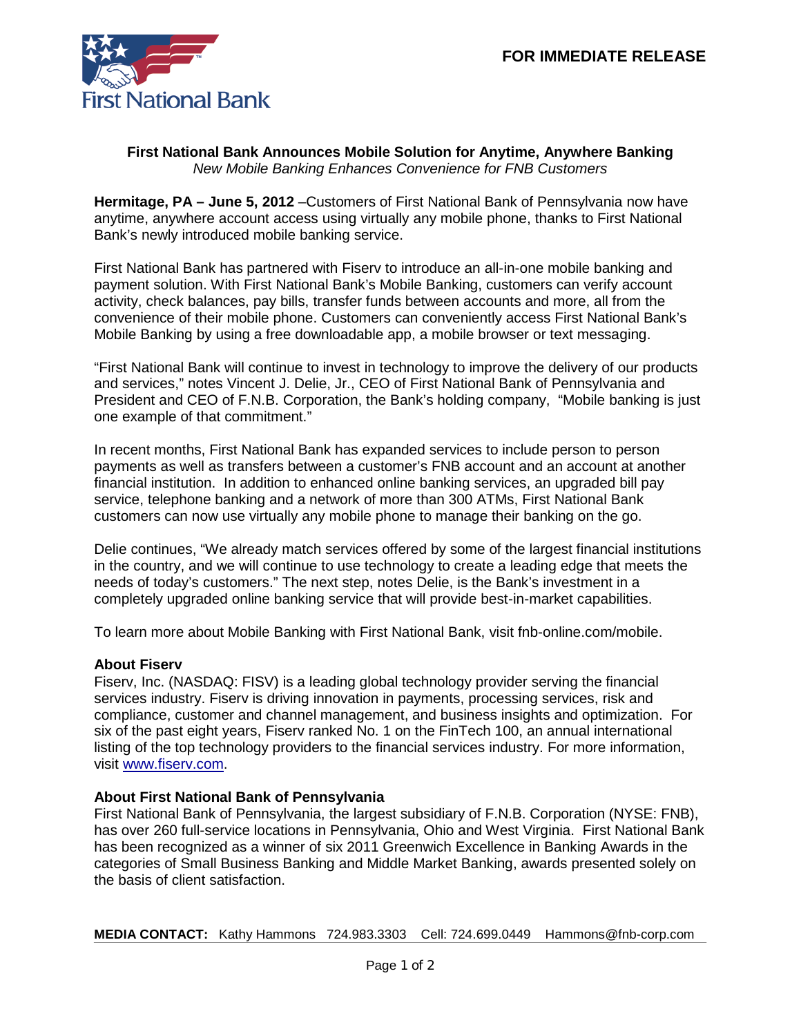First National Bank

**FOR IMMEDIATE RELEASE**

# First National Bank Announces Mobile Solution for Anytime, Anywhere Banking

*New Mobile Banking Enhances Convenience for FNB Customers*

**Hermitage, PA – June 5, 2012** –Customers of First National Bank of Pennsylvania now have anytime, anywhere account access using virtually any mobile phone, thanks to First National Bank's newly introduced mobile banking service.

First National Bank has partnered with Fiserv to introduce an all-in-one mobile banking and payment solution. With First National Bank's Mobile Banking, customers can verify account activity, check balances, pay bills, transfer funds between accounts and more, all from the convenience of their mobile phone. Customers can conveniently access First National Bank's Mobile Banking by using a free downloadable app, a mobile browser or text messaging.

"First National Bank will continue to invest in technology to improve the delivery of our products and services," notes Vincent J. Delie, Jr., CEO of First National Bank of Pennsylvania and President and CEO of F.N.B. Corporation, the Bank's holding company, "Mobile banking is just one example of that commitment."

In recent months, First National Bank has expanded services to include person to person payments as well as transfers between a customer's FNB account and an account at another financial institution. In addition to enhanced online banking services, an upgraded bill pay service, telephone banking and a network of more than 300 ATMs, First National Bank customers can now use virtually any mobile phone to manage their banking on the go.

Delie continues, "We already match services offered by some of the largest financial institutions in the country, and we will continue to use technology to create a leading edge that meets the needs of today's customers." The next step, notes Delie, is the Bank's investment in a completely upgraded online banking service that will provide best-in-market capabilities.

To learn more about Mobile Banking with First National Bank, visit fnb-online.com/mobile.

**About Fiserv**

Fiserv, Inc. (NASDAQ: FISV) is a leading global technology provider serving the financial services industry. Fiserv is driving innovation in payments, processing services, risk and compliance, customer and channel management, and business insights and optimization. For six of the past eight years, Fiserv ranked No. 1 on the FinTech 100, an annual international listing of the top technology providers to the financial services industry. For more information, visit www.fiserv.com.

**About First National Bank of Pennsylvania**

First National Bank of Pennsylvania, the largest subsidiary of F.N.B. Corporation (NYSE: FNB), has over 260 full-service locations in Pennsylvania, Ohio and West Virginia. First National Bank has been recognized as a winner of six 2011 Greenwich Excellence in Banking Awards in the categories of Small Business Banking and Middle Market Banking, awards presented solely on the basis of client satisfaction.

**MEDIA CONTACT:** Kathy Hammons 724.983.3303 Cell: 724.699.0449 Hammons@fnb-corp.com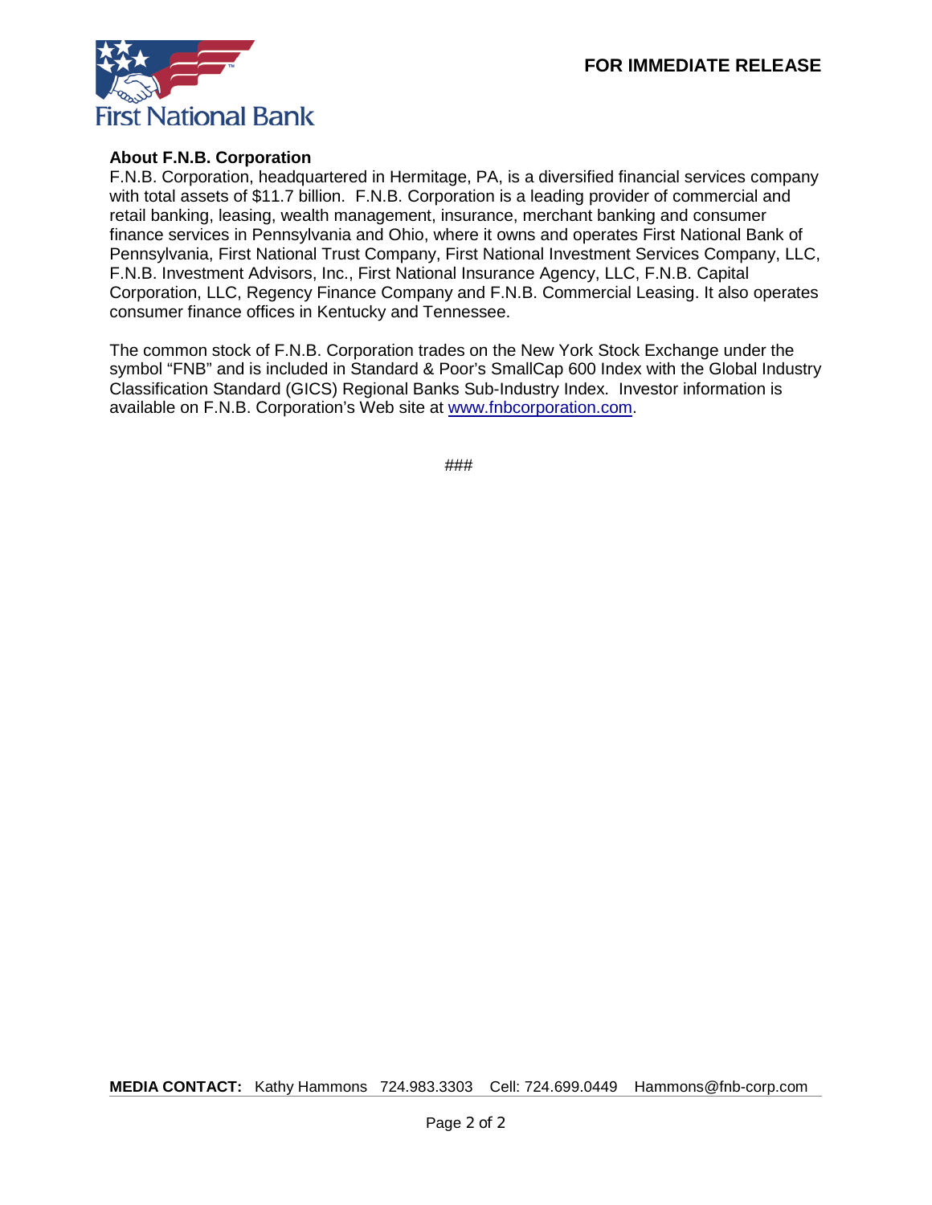**FOR IMMEDIATE RELEASE**

## About F.N.B. Corporation

F.N.B. Corporation, headquartered in Hermitage, PA, is a diversified financial services company with total assets of $11.7 billion. F.N.B. Corporation is a leading provider of commercial and retail banking, leasing, wealth management, insurance, merchant banking and consumer finance services in Pennsylvania and Ohio, where it owns and operates First National Bank of Pennsylvania, First National Trust Company, First National Investment Services Company, LLC, F.N.B. Investment Advisors, Inc., First National Insurance Agency, LLC, F.N.B. Capital Corporation, LLC, Regency Finance Company and F.N.B. Commercial Leasing. It also operates consumer finance offices in Kentucky and Tennessee.

The common stock of F.N.B. Corporation trades on the New York Stock Exchange under the symbol "FNB" and is included in Standard & Poor's SmallCap 600 Index with the Global Industry Classification Standard (GICS) Regional Banks Sub-Industry Index. Investor information is available on F.N.B. Corporation's Web site at www.fnbcorporation.com.

###

**MEDIA CONTACT:** Kathy Hammons 724.983.3303 Cell: 724.699.0449 Hammons@fnb-corp.com